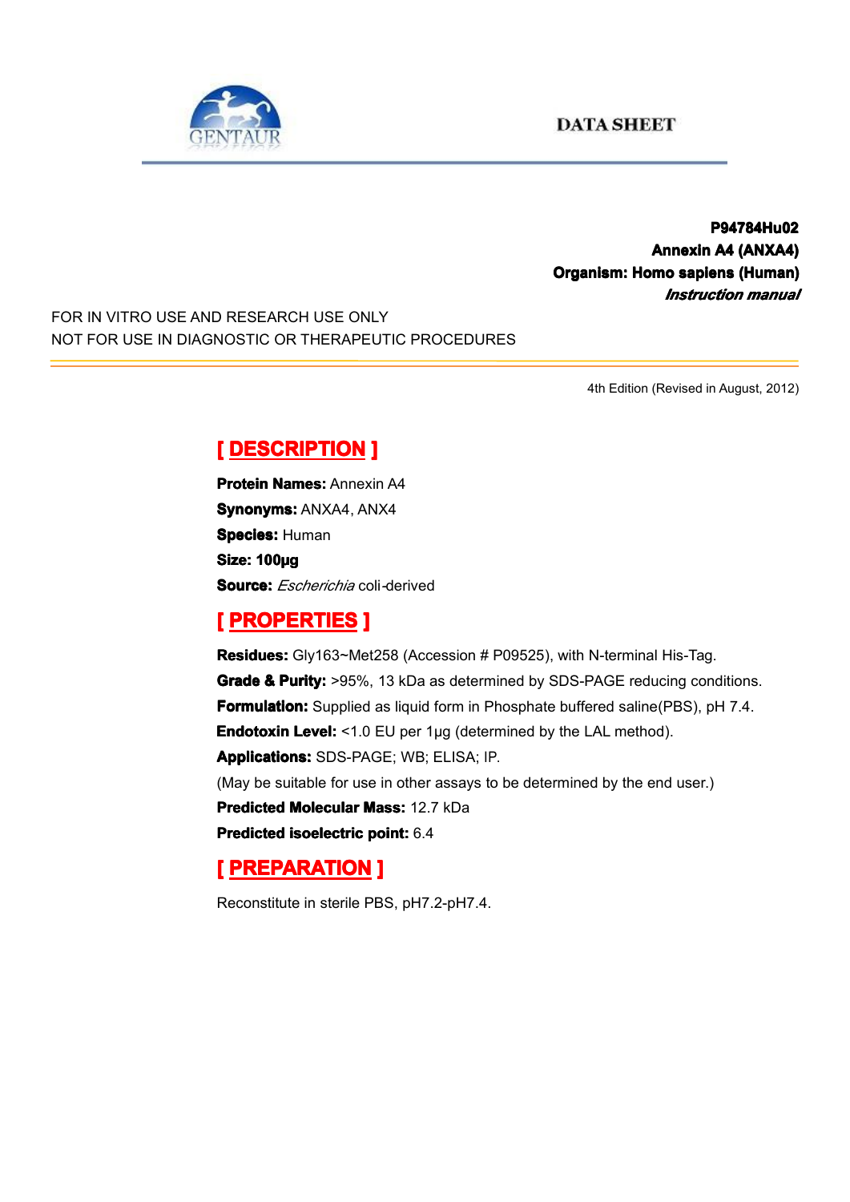GENTAUR

DATA SHEET

**P94784Hu02**
**Annexin A4 (ANXA4)**
**Organism: Homo sapiens (Human)**
***Instruction manual***

FOR IN VITRO USE AND RESEARCH USE ONLY
NOT FOR USE IN DIAGNOSTIC OR THERAPEUTIC PROCEDURES

4th Edition (Revised in August, 2012)

## [ DESCRIPTION ]

**Protein Names:** Annexin A4
**Synonyms:** ANXA4, ANX4
**Species:** Human
**Size: 100µg**
**Source:** *Escherichia* coli-derived

## [ PROPERTIES ]

**Residues:** Gly163~Met258 (Accession # P09525), with N-terminal His-Tag.
**Grade & Purity:** >95%, 13 kDa as determined by SDS-PAGE reducing conditions.
**Formulation:** Supplied as liquid form in Phosphate buffered saline(PBS), pH 7.4.
**Endotoxin Level:** <1.0 EU per 1µg (determined by the LAL method).
**Applications:** SDS-PAGE; WB; ELISA; IP.
(May be suitable for use in other assays to be determined by the end user.)
**Predicted Molecular Mass:** 12.7 kDa
**Predicted isoelectric point:** 6.4

## [ PREPARATION ]

Reconstitute in sterile PBS, pH7.2-pH7.4.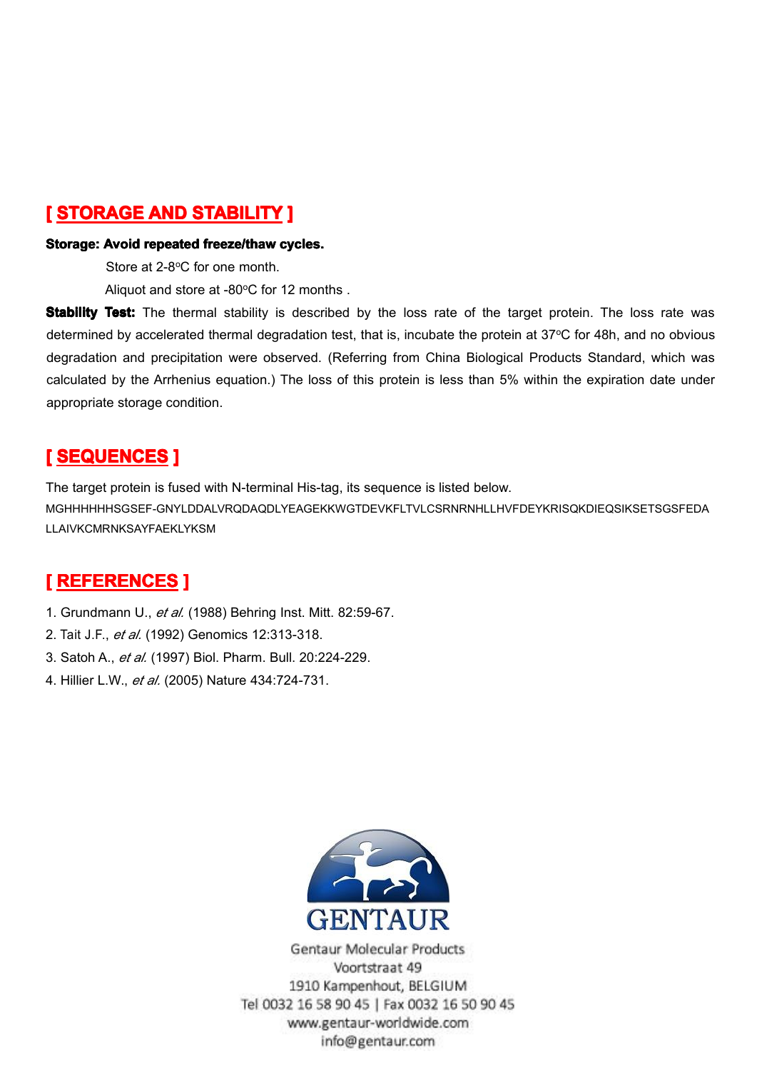## [ STORAGE AND STABILITY ]

**Storage: Avoid repeated freeze/thaw cycles.**

Store at 2-8°C for one month.

Aliquot and store at -80°C for 12 months .

**Stability Test:** The thermal stability is described by the loss rate of the target protein. The loss rate was determined by accelerated thermal degradation test, that is, incubate the protein at 37°C for 48h, and no obvious degradation and precipitation were observed. (Referring from China Biological Products Standard, which was calculated by the Arrhenius equation.) The loss of this protein is less than 5% within the expiration date under appropriate storage condition.

## [ SEQUENCES ]

The target protein is fused with N-terminal His-tag, its sequence is listed below.

MGHHHHHHSGSEF-GNYLDDALVRQDAQDLYEAGEKKWGTDEVKFLTVLCSRNRNHLLHVFDEYKRISQKDIEQSIKSETSGSFEDALLAIVKCMRNKSAYFAEKLYKSM

## [ REFERENCES ]

1. Grundmann U., *et al.* (1988) Behring Inst. Mitt. 82:59-67.
2. Tait J.F., *et al.* (1992) Genomics 12:313-318.
3. Satoh A., *et al.* (1997) Biol. Pharm. Bull. 20:224-229.
4. Hillier L.W., *et al.* (2005) Nature 434:724-731.

GENTAUR

Gentaur Molecular Products
Voortstraat 49
1910 Kampenhout, BELGIUM
Tel 0032 16 58 90 45 | Fax 0032 16 50 90 45
www.gentaur-worldwide.com
info@gentaur.com